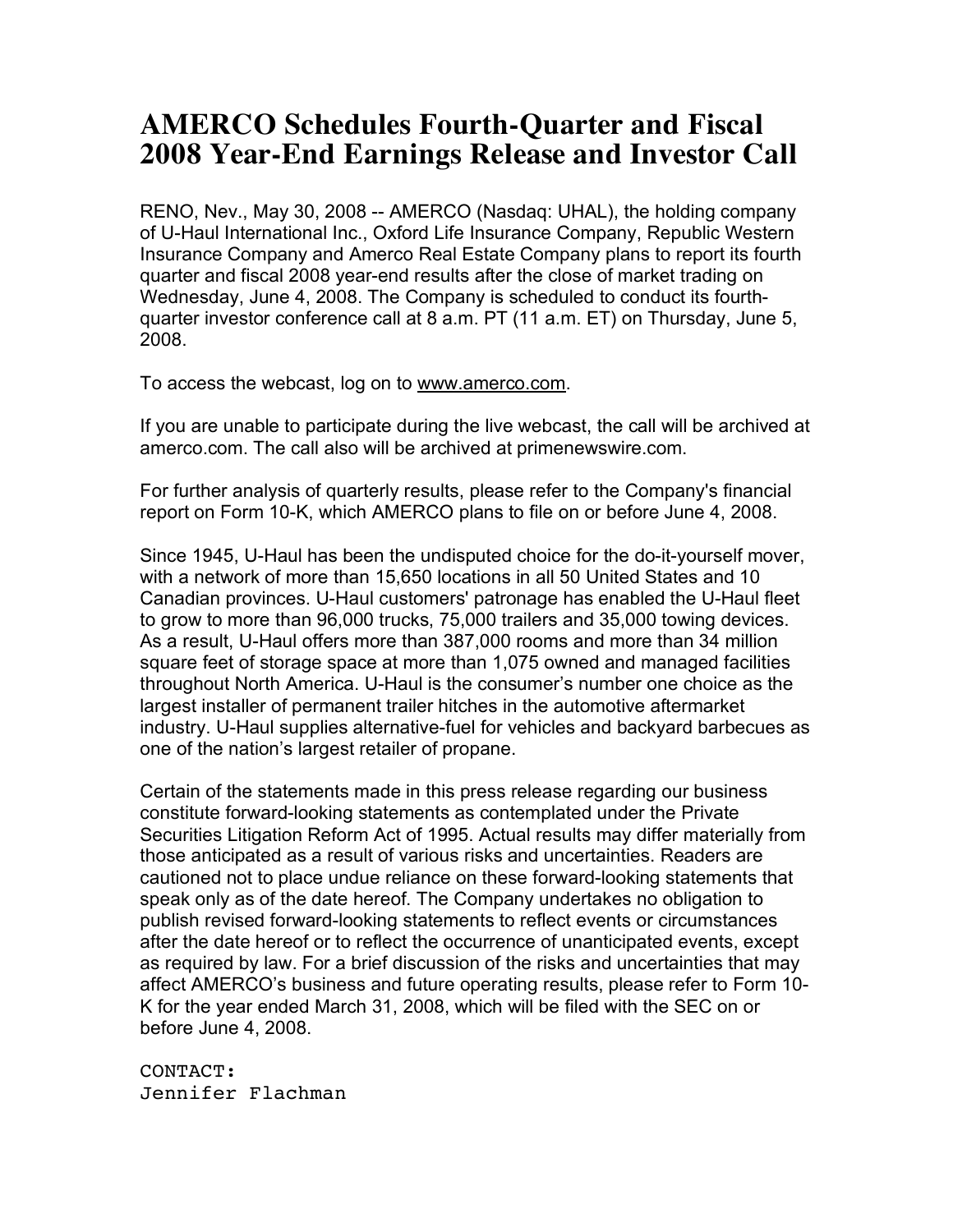# AMERCO Schedules Fourth-Quarter and Fiscal 2008 Year-End Earnings Release and Investor Call

RENO, Nev., May 30, 2008 -- AMERCO (Nasdaq: UHAL), the holding company of U-Haul International Inc., Oxford Life Insurance Company, Republic Western Insurance Company and Amerco Real Estate Company plans to report its fourth quarter and fiscal 2008 year-end results after the close of market trading on Wednesday, June 4, 2008. The Company is scheduled to conduct its fourth-quarter investor conference call at 8 a.m. PT (11 a.m. ET) on Thursday, June 5, 2008.

To access the webcast, log on to [www.amerco.com](http://www.amerco.com).

If you are unable to participate during the live webcast, the call will be archived at amerco.com. The call also will be archived at primenewswire.com.

For further analysis of quarterly results, please refer to the Company's financial report on Form 10-K, which AMERCO plans to file on or before June 4, 2008.

Since 1945, U-Haul has been the undisputed choice for the do-it-yourself mover, with a network of more than 15,650 locations in all 50 United States and 10 Canadian provinces. U-Haul customers' patronage has enabled the U-Haul fleet to grow to more than 96,000 trucks, 75,000 trailers and 35,000 towing devices. As a result, U-Haul offers more than 387,000 rooms and more than 34 million square feet of storage space at more than 1,075 owned and managed facilities throughout North America. U-Haul is the consumer's number one choice as the largest installer of permanent trailer hitches in the automotive aftermarket industry. U-Haul supplies alternative-fuel for vehicles and backyard barbecues as one of the nation's largest retailer of propane.

Certain of the statements made in this press release regarding our business constitute forward-looking statements as contemplated under the Private Securities Litigation Reform Act of 1995. Actual results may differ materially from those anticipated as a result of various risks and uncertainties. Readers are cautioned not to place undue reliance on these forward-looking statements that speak only as of the date hereof. The Company undertakes no obligation to publish revised forward-looking statements to reflect events or circumstances after the date hereof or to reflect the occurrence of unanticipated events, except as required by law. For a brief discussion of the risks and uncertainties that may affect AMERCO's business and future operating results, please refer to Form 10-K for the year ended March 31, 2008, which will be filed with the SEC on or before June 4, 2008.

CONTACT:
Jennifer Flachman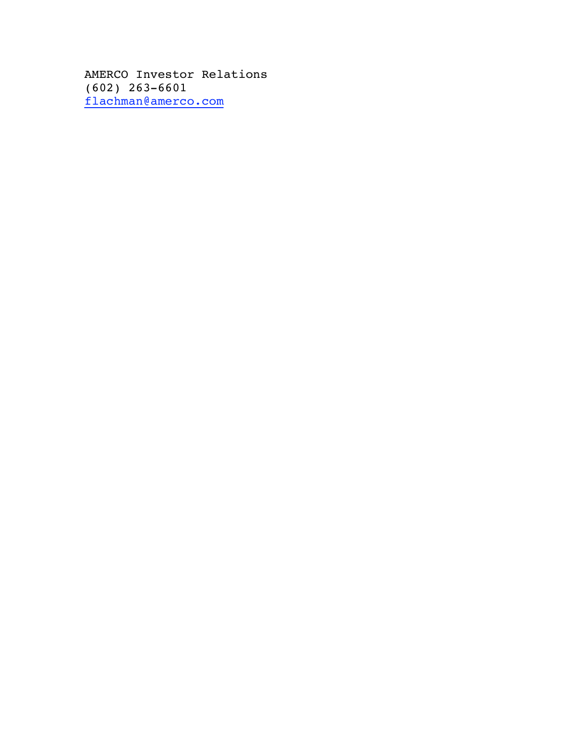AMERCO Investor Relations
(602) 263-6601
flachman@amerco.com